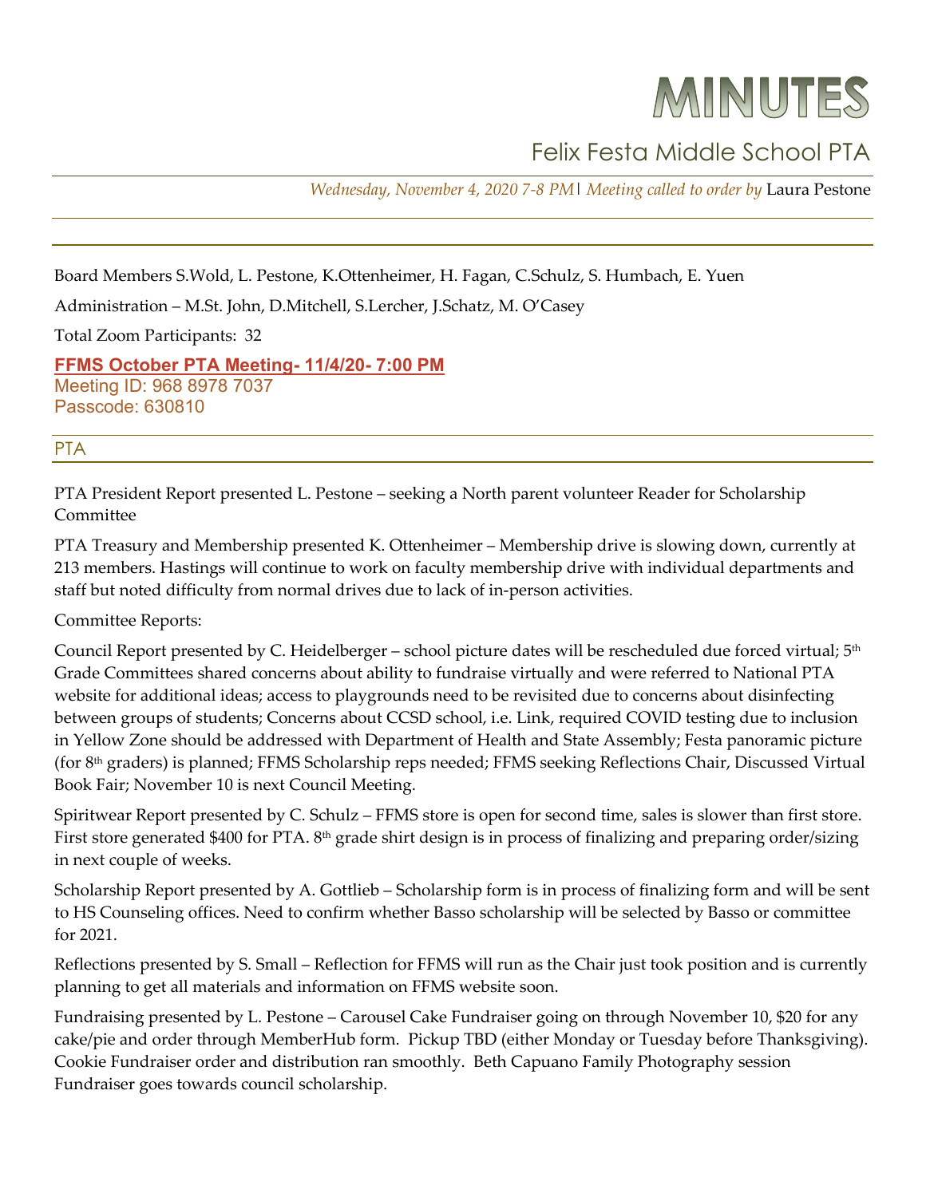# MINUTES

## Felix Festa Middle School PTA

*Wednesday, November 4, 2020 7-8 PM* | *Meeting called to order by* Laura Pestone

---

Board Members S.Wold, L. Pestone, K.Ottenheimer, H. Fagan, C.Schulz, S. Humbach, E. Yuen

Administration – M.St. John, D.Mitchell, S.Lercher, J.Schatz, M. O'Casey

Total Zoom Participants: 32

**FFMS October PTA Meeting- 11/4/20- 7:00 PM**
Meeting ID: 968 8978 7037
Passcode: 630810

## PTA

PTA President Report presented L. Pestone – seeking a North parent volunteer Reader for Scholarship Committee

PTA Treasury and Membership presented K. Ottenheimer – Membership drive is slowing down, currently at 213 members. Hastings will continue to work on faculty membership drive with individual departments and staff but noted difficulty from normal drives due to lack of in-person activities.

Committee Reports:

Council Report presented by C. Heidelberger – school picture dates will be rescheduled due forced virtual; 5th Grade Committees shared concerns about ability to fundraise virtually and were referred to National PTA website for additional ideas; access to playgrounds need to be revisited due to concerns about disinfecting between groups of students; Concerns about CCSD school, i.e. Link, required COVID testing due to inclusion in Yellow Zone should be addressed with Department of Health and State Assembly; Festa panoramic picture (for 8th graders) is planned; FFMS Scholarship reps needed; FFMS seeking Reflections Chair, Discussed Virtual Book Fair; November 10 is next Council Meeting.

Spiritwear Report presented by C. Schulz – FFMS store is open for second time, sales is slower than first store. First store generated $400 for PTA. 8th grade shirt design is in process of finalizing and preparing order/sizing in next couple of weeks.

Scholarship Report presented by A. Gottlieb – Scholarship form is in process of finalizing form and will be sent to HS Counseling offices. Need to confirm whether Basso scholarship will be selected by Basso or committee for 2021.

Reflections presented by S. Small – Reflection for FFMS will run as the Chair just took position and is currently planning to get all materials and information on FFMS website soon.

Fundraising presented by L. Pestone – Carousel Cake Fundraiser going on through November 10, $20 for any cake/pie and order through MemberHub form. Pickup TBD (either Monday or Tuesday before Thanksgiving). Cookie Fundraiser order and distribution ran smoothly. Beth Capuano Family Photography session Fundraiser goes towards council scholarship.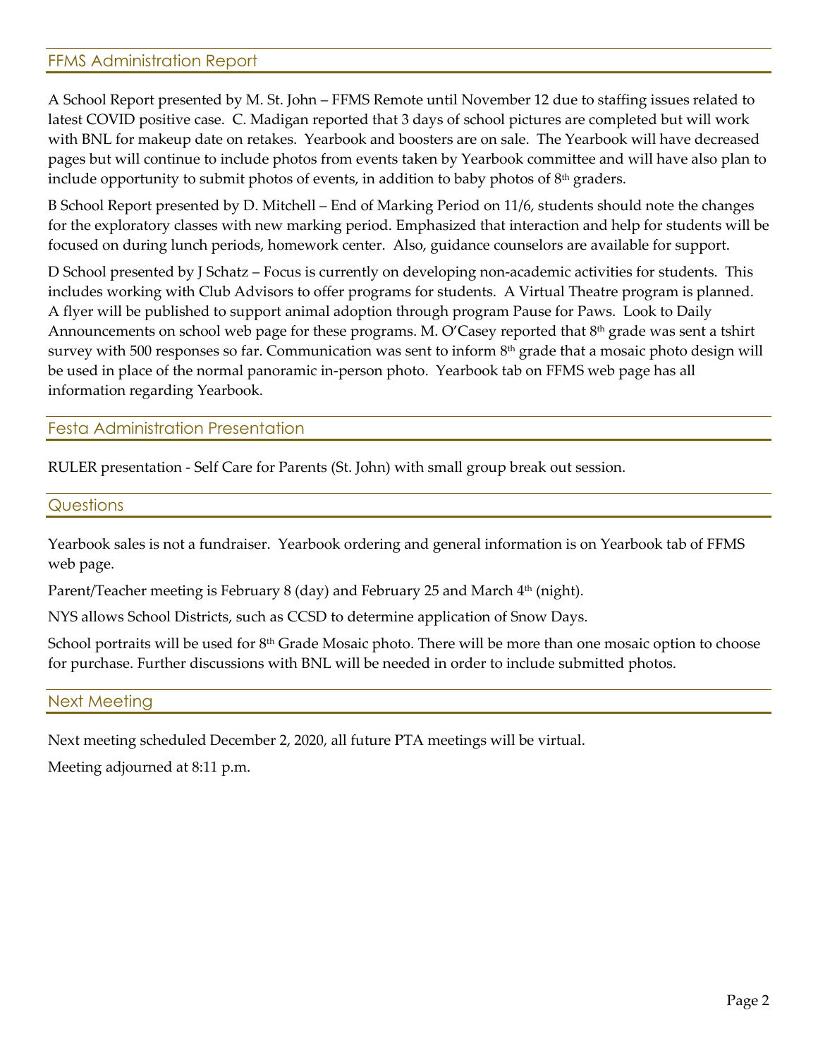## FFMS Administration Report

A School Report presented by M. St. John – FFMS Remote until November 12 due to staffing issues related to latest COVID positive case. C. Madigan reported that 3 days of school pictures are completed but will work with BNL for makeup date on retakes. Yearbook and boosters are on sale. The Yearbook will have decreased pages but will continue to include photos from events taken by Yearbook committee and will have also plan to include opportunity to submit photos of events, in addition to baby photos of 8th graders.

B School Report presented by D. Mitchell – End of Marking Period on 11/6, students should note the changes for the exploratory classes with new marking period. Emphasized that interaction and help for students will be focused on during lunch periods, homework center. Also, guidance counselors are available for support.

D School presented by J Schatz – Focus is currently on developing non-academic activities for students. This includes working with Club Advisors to offer programs for students. A Virtual Theatre program is planned. A flyer will be published to support animal adoption through program Pause for Paws. Look to Daily Announcements on school web page for these programs. M. O'Casey reported that 8th grade was sent a tshirt survey with 500 responses so far. Communication was sent to inform 8th grade that a mosaic photo design will be used in place of the normal panoramic in-person photo. Yearbook tab on FFMS web page has all information regarding Yearbook.

## Festa Administration Presentation

RULER presentation - Self Care for Parents (St. John) with small group break out session.

## Questions

Yearbook sales is not a fundraiser. Yearbook ordering and general information is on Yearbook tab of FFMS web page.

Parent/Teacher meeting is February 8 (day) and February 25 and March 4th (night).

NYS allows School Districts, such as CCSD to determine application of Snow Days.

School portraits will be used for 8th Grade Mosaic photo. There will be more than one mosaic option to choose for purchase. Further discussions with BNL will be needed in order to include submitted photos.

## Next Meeting

Next meeting scheduled December 2, 2020, all future PTA meetings will be virtual.

Meeting adjourned at 8:11 p.m.